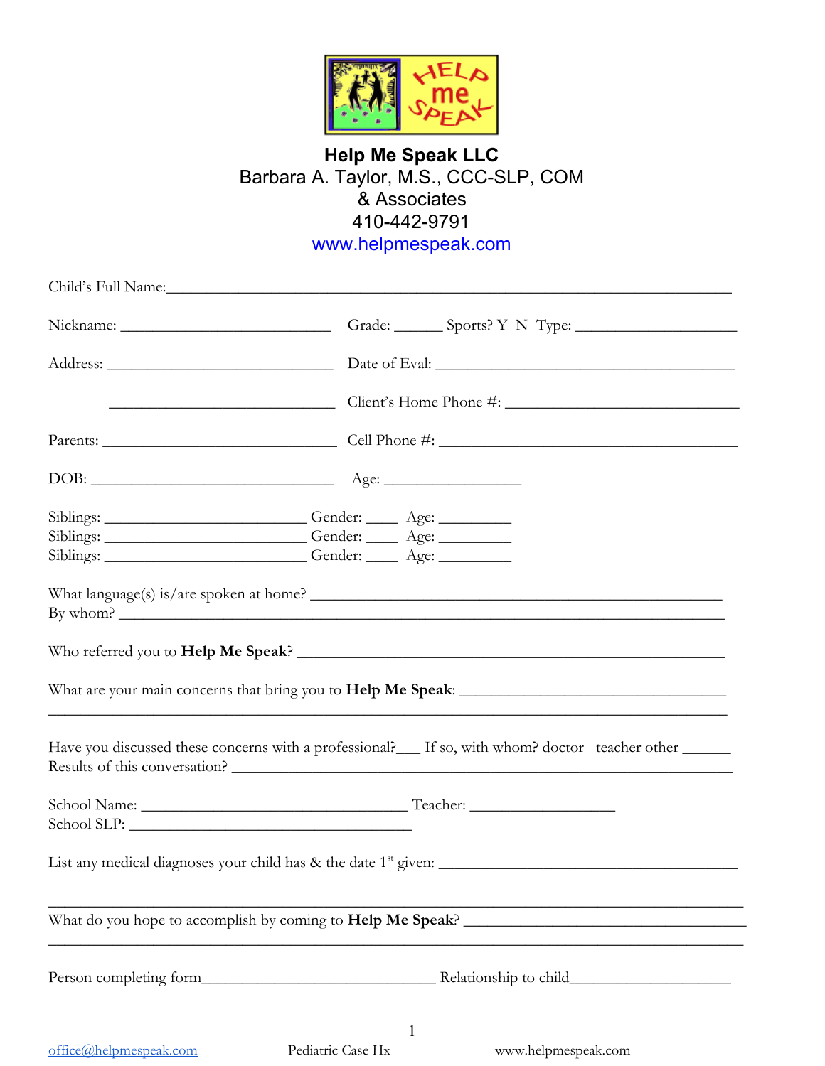# Help Me Speak LLC

Barbara A. Taylor, M.S., CCC-SLP, COM
& Associates
410-442-9791
www.helpmespeak.com

Child's Full Name:_______________________________________________________________

Nickname: ___________________________ Grade: ______ Sports? Y N Type: ____________________

Address: _____________________________ Date of Eval: ______________________________________

_____________________________ Client's Home Phone #: ______________________________

Parents: ______________________________ Cell Phone #: ______________________________________

DOB: _______________________________ Age: _________________

Siblings: __________________________ Gender: ____ Age: _________
Siblings: __________________________ Gender: ____ Age: _________
Siblings: __________________________ Gender: ____ Age: _________

What language(s) is/are spoken at home? ____________________________________________________
By whom? _____________________________________________________________________________

Who referred you to **Help Me Speak**? _______________________________________________________

What are your main concerns that bring you to **Help Me Speak**: __________________________________
_____________________________________________________________________________________

Have you discussed these concerns with a professional?___ If so, with whom? doctor teacher other ______
Results of this conversation? ______________________________________________________________

School Name: __________________________________ Teacher: __________________
School SLP: ____________________________________

List any medical diagnoses your child has & the date 1st given: ____________________________________

_____________________________________________________________________________________

What do you hope to accomplish by coming to **Help Me Speak**? ___________________________________
_____________________________________________________________________________________

Person completing form______________________________ Relationship to child____________________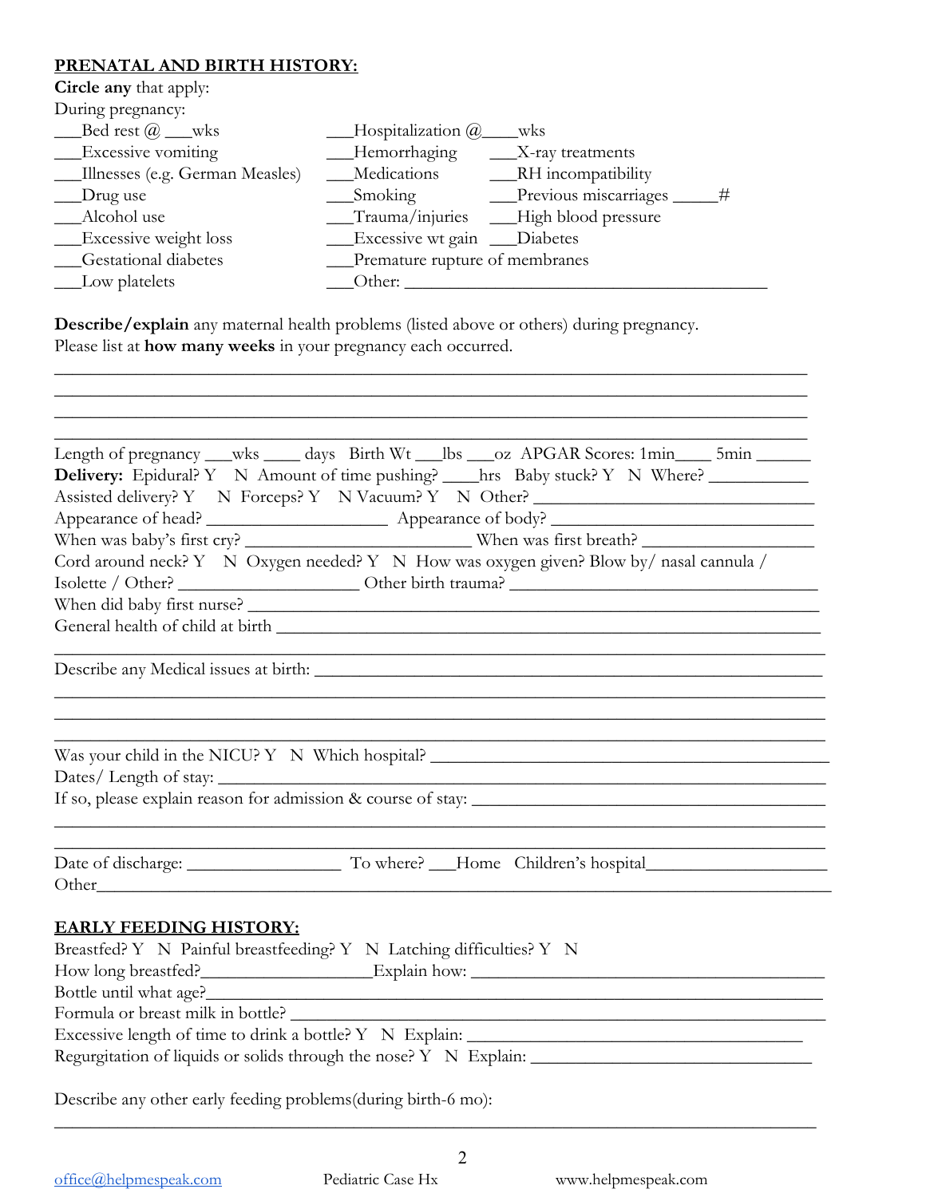## PRENATAL AND BIRTH HISTORY:

**Circle any** that apply:

During pregnancy:

___Bed rest @ ___wks

___Excessive vomiting

___Illnesses (e.g. German Measles)

___Drug use

___Alcohol use

___Excessive weight loss

___Gestational diabetes

___Low platelets

___Hospitalization @____wks

___Hemorrhaging

___Medications

___Smoking

___Trauma/injuries

___Excessive wt gain

___Premature rupture of membranes

___Other: ________________________________________

___X-ray treatments

___RH incompatibility

___Previous miscarriages _____#

___High blood pressure

___Diabetes

**Describe/explain** any maternal health problems (listed above or others) during pregnancy. Please list at **how many weeks** in your pregnancy each occurred.

_____________________________________________________________________________________

_____________________________________________________________________________________

_____________________________________________________________________________________

_____________________________________________________________________________________

Length of pregnancy ___wks ____ days Birth Wt ___lbs ___oz APGAR Scores: 1min____ 5min ______

**Delivery:** Epidural? Y N Amount of time pushing? ____hrs Baby stuck? Y N Where? ___________

Assisted delivery? Y N Forceps? Y N Vacuum? Y N Other? _______________________________

Appearance of head? ___________________ Appearance of body? ____________________________

When was baby's first cry? _____________________ When was first breath? ___________________

Cord around neck? Y N Oxygen needed? Y N How was oxygen given? Blow by/ nasal cannula / Isolette / Other? ____________________ Other birth trauma? ___________________________________

When did baby first nurse? ______________________________________________________________

General health of child at birth ___________________________________________________________

_____________________________________________________________________________________

Describe any Medical issues at birth: ______________________________________________________

_____________________________________________________________________________________

_____________________________________________________________________________________

_____________________________________________________________________________________

Was your child in the NICU? Y N Which hospital? _________________________________________

Dates/ Length of stay: _________________________________________________________________

If so, please explain reason for admission & course of stay: ____________________________________

_____________________________________________________________________________________

_____________________________________________________________________________________

Date of discharge: _________________ To where? ___Home Children's hospital____________________

Other_________________________________________________________________________________

## EARLY FEEDING HISTORY:

Breastfed? Y N Painful breastfeeding? Y N Latching difficulties? Y N

How long breastfed?___________________Explain how: ______________________________________

Bottle until what age?__________________________________________________________________

Formula or breast milk in bottle? _________________________________________________________

Excessive length of time to drink a bottle? Y N Explain: ______________________________________

Regurgitation of liquids or solids through the nose? Y N Explain: _______________________________

Describe any other early feeding problems(during birth-6 mo):

_____________________________________________________________________________________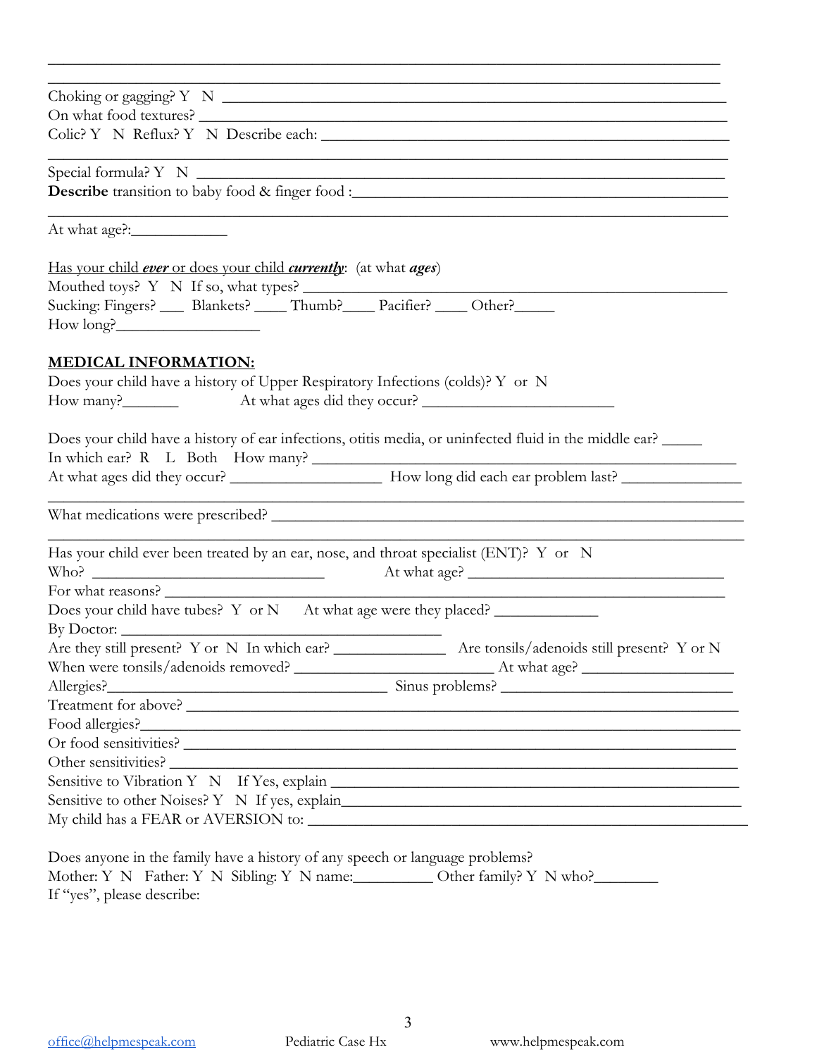___________________________________________________________________________________
___________________________________________________________________________________

Choking or gagging? Y N ___________________________________________________________________

On what food textures? ____________________________________________________________________

Colic? Y N Reflux? Y N Describe each: ______________________________________________________
___________________________________________________________________________________

Special formula? Y N ______________________________________________________________________

**Describe** transition to baby food & finger food :____________________________________________
___________________________________________________________________________________

At what age?:_____________

<u>Has your child ***ever*** or does your child ***currently***</u>: (at what ***ages***)

Mouthed toys? Y N If so, what types? ________________________________________________________

Sucking: Fingers? ___ Blankets? ____ Thumb?____ Pacifier? ____ Other?_____

How long?__________________

## <u>MEDICAL INFORMATION:</u>

Does your child have a history of Upper Respiratory Infections (colds)? Y or N

How many?_______ At what ages did they occur? ________________________

Does your child have a history of ear infections, otitis media, or uninfected fluid in the middle ear? _____

In which ear? R L Both How many? __________________________________________________________

At what ages did they occur? ____________________ How long did each ear problem last? _______________
___________________________________________________________________________________

What medications were prescribed? _________________________________________________________
___________________________________________________________________________________

Has your child ever been treated by an ear, nose, and throat specialist (ENT)? Y or N

Who? ______________________________ At what age? __________________________________

For what reasons? ________________________________________________________________________

Does your child have tubes? Y or N At what age were they placed? _____________

By Doctor: _______________________________________________

Are they still present? Y or N In which ear? _______________ Are tonsils/adenoids still present? Y or N

When were tonsils/adenoids removed? __________________________ At what age? ___________________

Allergies?___________________________________ Sinus problems? _______________________________

Treatment for above? ______________________________________________________________________

Food allergies?____________________________________________________________________________

Or food sensitivities? ______________________________________________________________________

Other sensitivities? ________________________________________________________________________

Sensitive to Vibration Y N If Yes, explain ______________________________________________________

Sensitive to other Noises? Y N If yes, explain___________________________________________________

My child has a FEAR or AVERSION to: ___________________________________________________________

Does anyone in the family have a history of any speech or language problems?

Mother: Y N Father: Y N Sibling: Y N name:__________ Other family? Y N who?________

If "yes", please describe: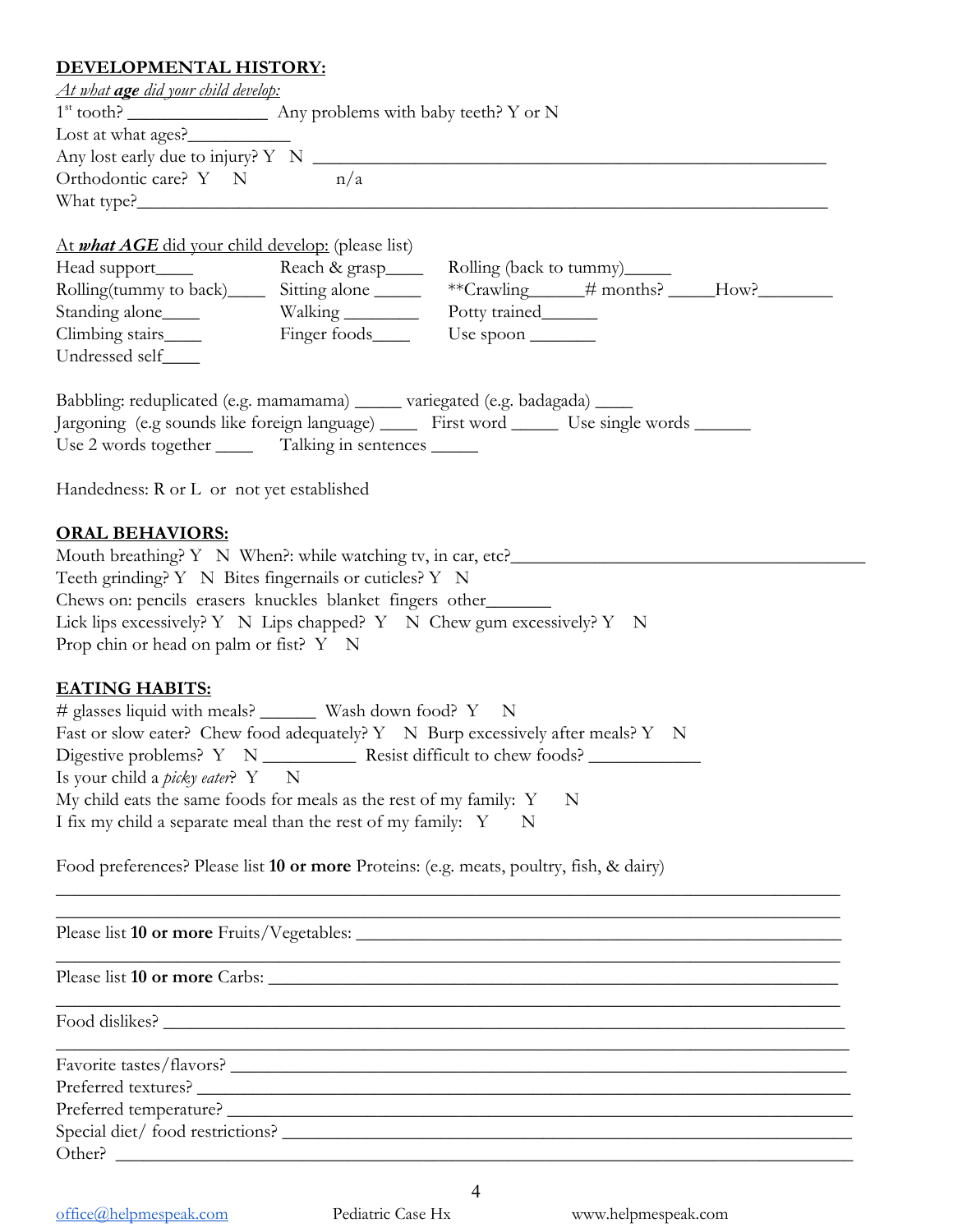## DEVELOPMENTAL HISTORY:

*At what **age** did your child develop:*

1st tooth? _______________ Any problems with baby teeth? Y or N

Lost at what ages?___________

Any lost early due to injury? Y N _______________________________________________________

Orthodontic care? Y N n/a

What type?_____________________________________________________________________

At ***what AGE*** did your child develop: (please list)

Head support____ Reach & grasp____ Rolling (back to tummy)_____

Rolling(tummy to back)____ Sitting alone _____ **Crawling______# months? _____How?________

Standing alone____ Walking ________ Potty trained______

Climbing stairs____ Finger foods____ Use spoon _______

Undressed self____

Babbling: reduplicated (e.g. mamamama) _____ variegated (e.g. badagada) ____

Jargoning (e.g sounds like foreign language) ____ First word _____ Use single words ______

Use 2 words together ____ Talking in sentences _____

Handedness: R or L or not yet established

## ORAL BEHAVIORS:

Mouth breathing? Y N When?: while watching tv, in car, etc?______________________________________

Teeth grinding? Y N Bites fingernails or cuticles? Y N

Chews on: pencils erasers knuckles blanket fingers other_______

Lick lips excessively? Y N Lips chapped? Y N Chew gum excessively? Y N

Prop chin or head on palm or fist? Y N

## EATING HABITS:

# glasses liquid with meals? ______ Wash down food? Y N

Fast or slow eater? Chew food adequately? Y N Burp excessively after meals? Y N

Digestive problems? Y N __________ Resist difficult to chew foods? ____________

Is your child a *picky eater*? Y N

My child eats the same foods for meals as the rest of my family: Y N

I fix my child a separate meal than the rest of my family: Y N

Food preferences? Please list **10 or more** Proteins: (e.g. meats, poultry, fish, & dairy)

_____________________________________________________________________________________

_____________________________________________________________________________________

Please list **10 or more** Fruits/Vegetables: ______________________________________________

_____________________________________________________________________________________

Please list **10 or more** Carbs: _______________________________________________________

_____________________________________________________________________________________

Food dislikes? ____________________________________________________________________

_____________________________________________________________________________________

Favorite tastes/flavors? _____________________________________________________________

Preferred textures? _________________________________________________________________

Preferred temperature? ______________________________________________________________

Special diet/ food restrictions? ________________________________________________________

Other? __________________________________________________________________________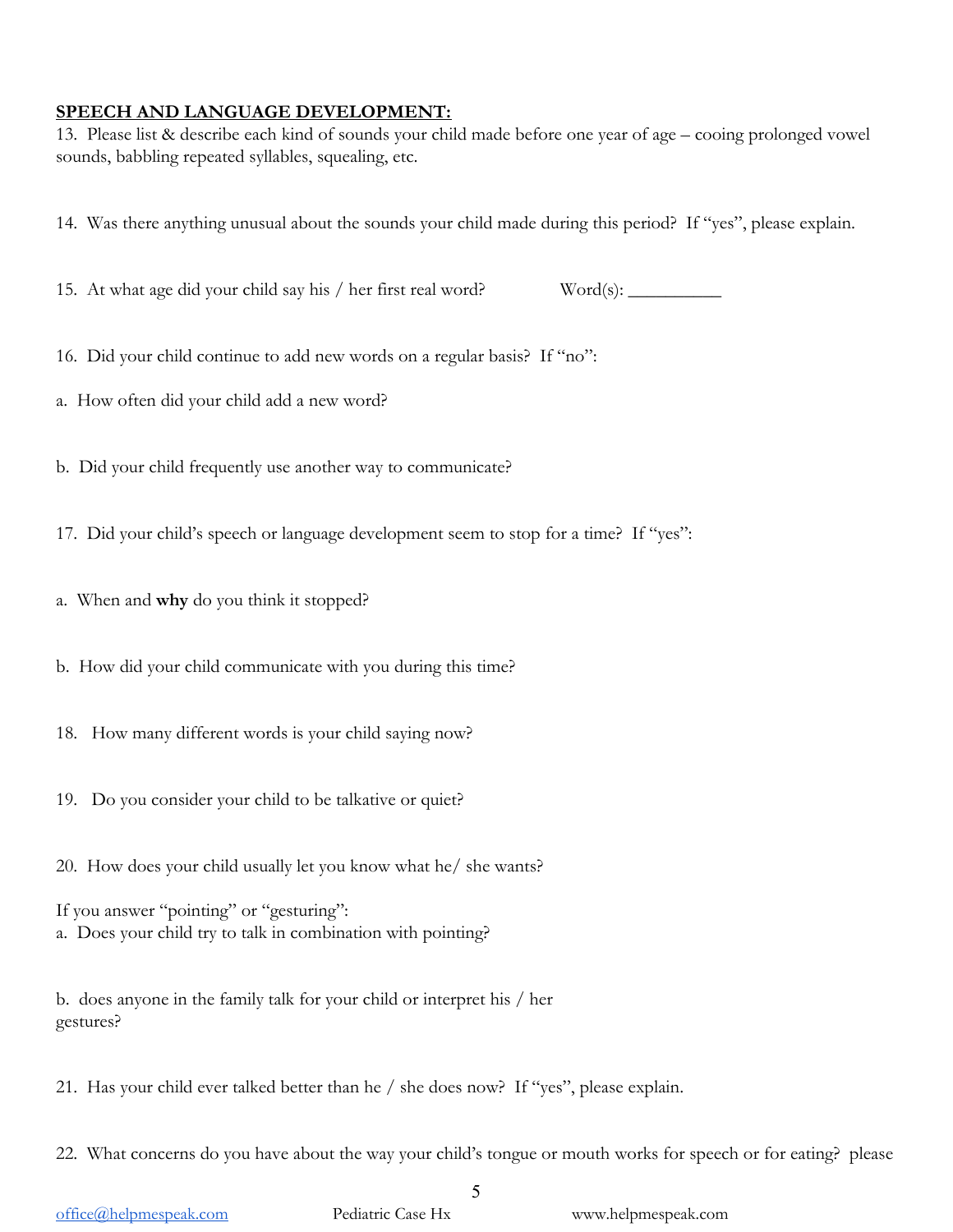**SPEECH AND LANGUAGE DEVELOPMENT:**

13. Please list & describe each kind of sounds your child made before one year of age – cooing prolonged vowel sounds, babbling repeated syllables, squealing, etc.

14. Was there anything unusual about the sounds your child made during this period? If "yes", please explain.

15. At what age did your child say his / her first real word? Word(s): __________

16. Did your child continue to add new words on a regular basis? If "no":

a. How often did your child add a new word?

b. Did your child frequently use another way to communicate?

17. Did your child's speech or language development seem to stop for a time? If "yes":

a. When and **why** do you think it stopped?

b. How did your child communicate with you during this time?

18. How many different words is your child saying now?

19. Do you consider your child to be talkative or quiet?

20. How does your child usually let you know what he/ she wants?

If you answer "pointing" or "gesturing":
a. Does your child try to talk in combination with pointing?

b. does anyone in the family talk for your child or interpret his / her gestures?

21. Has your child ever talked better than he / she does now? If "yes", please explain.

22. What concerns do you have about the way your child's tongue or mouth works for speech or for eating? please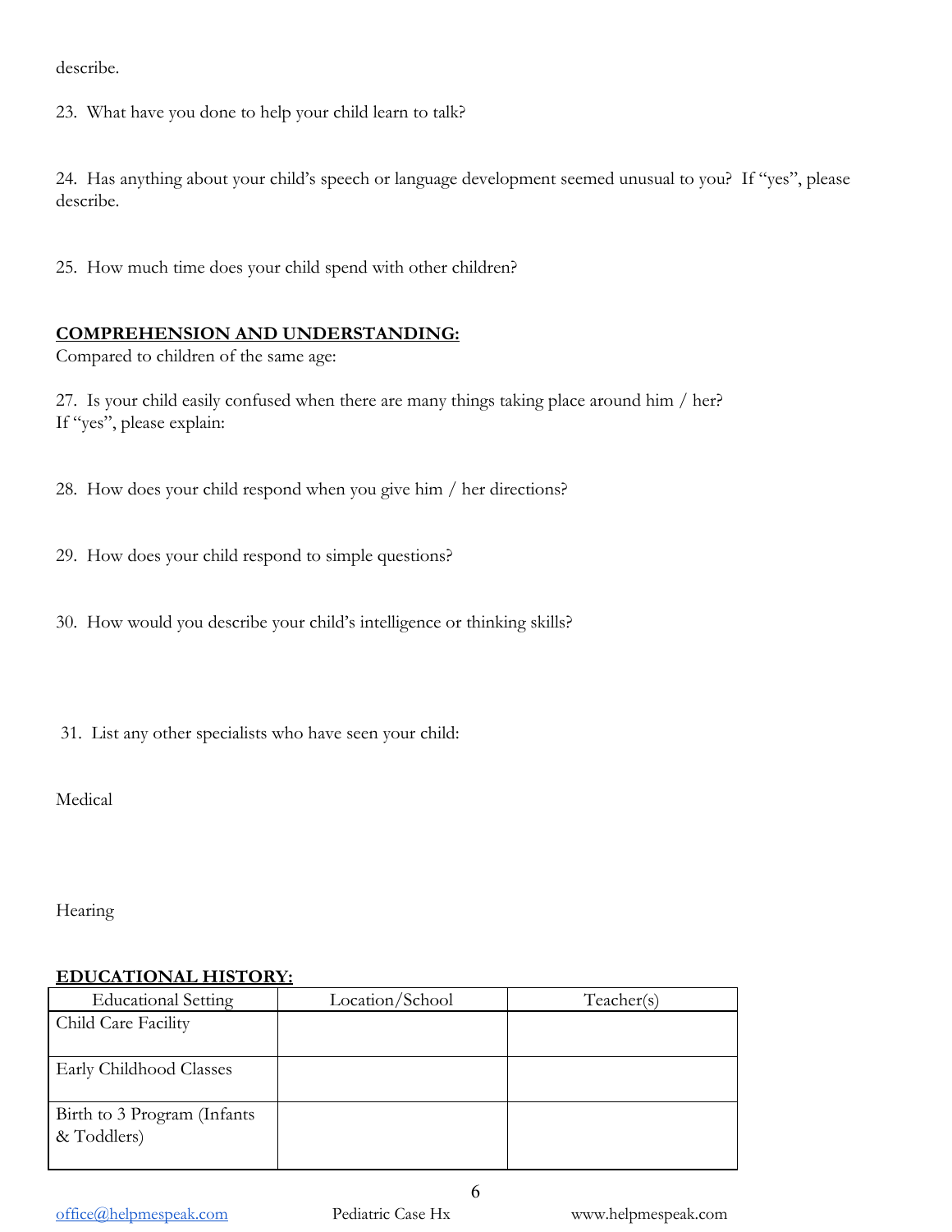describe.

23. What have you done to help your child learn to talk?

24. Has anything about your child's speech or language development seemed unusual to you? If "yes", please describe.

25. How much time does your child spend with other children?

**COMPREHENSION AND UNDERSTANDING:**

Compared to children of the same age:

27. Is your child easily confused when there are many things taking place around him / her?
If "yes", please explain:

28. How does your child respond when you give him / her directions?

29. How does your child respond to simple questions?

30. How would you describe your child's intelligence or thinking skills?

31. List any other specialists who have seen your child:

Medical

Hearing

**EDUCATIONAL HISTORY:**

| Educational Setting | Location/School | Teacher(s) |
| --- | --- | --- |
| Child Care Facility | | |
| Early Childhood Classes | | |
| Birth to 3 Program (Infants & Toddlers) | | |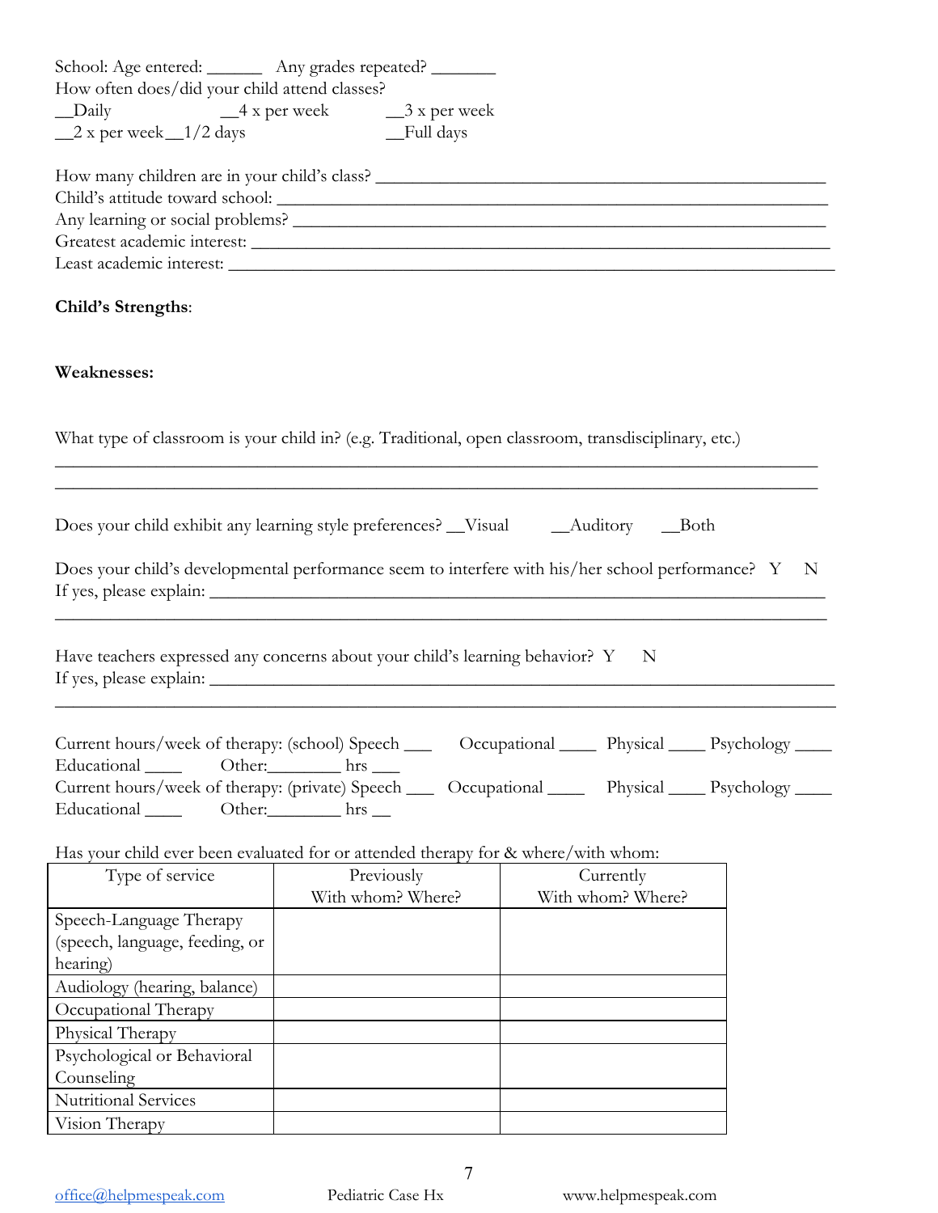School: Age entered: ______ Any grades repeated? _______

How often does/did your child attend classes?

__Daily __4 x per week __3 x per week

__2 x per week __1/2 days __Full days

How many children are in your child's class? ____________________________________________

Child's attitude toward school: ____________________________________________

Any learning or social problems? ____________________________________________

Greatest academic interest: ____________________________________________

Least academic interest: ____________________________________________

**Child's Strengths**:

**Weaknesses:**

What type of classroom is your child in? (e.g. Traditional, open classroom, transdisciplinary, etc.)

________________________________________________________________________________

________________________________________________________________________________

Does your child exhibit any learning style preferences? __Visual __Auditory __Both

Does your child's developmental performance seem to interfere with his/her school performance? Y N

If yes, please explain: ____________________________________________

________________________________________________________________________________

Have teachers expressed any concerns about your child's learning behavior? Y N

If yes, please explain: ____________________________________________

________________________________________________________________________________

Current hours/week of therapy: (school) Speech ___ Occupational ____ Physical ____ Psychology ____ Educational ____ Other:________ hrs ___

Current hours/week of therapy: (private) Speech ___ Occupational ____ Physical ____ Psychology ____ Educational ____ Other:________ hrs __

Has your child ever been evaluated for or attended therapy for & where/with whom:

| Type of service | Previously With whom? Where? | Currently With whom? Where? |
|---|---|---|
| Speech-Language Therapy (speech, language, feeding, or hearing) | | |
| Audiology (hearing, balance) | | |
| Occupational Therapy | | |
| Physical Therapy | | |
| Psychological or Behavioral Counseling | | |
| Nutritional Services | | |
| Vision Therapy | | |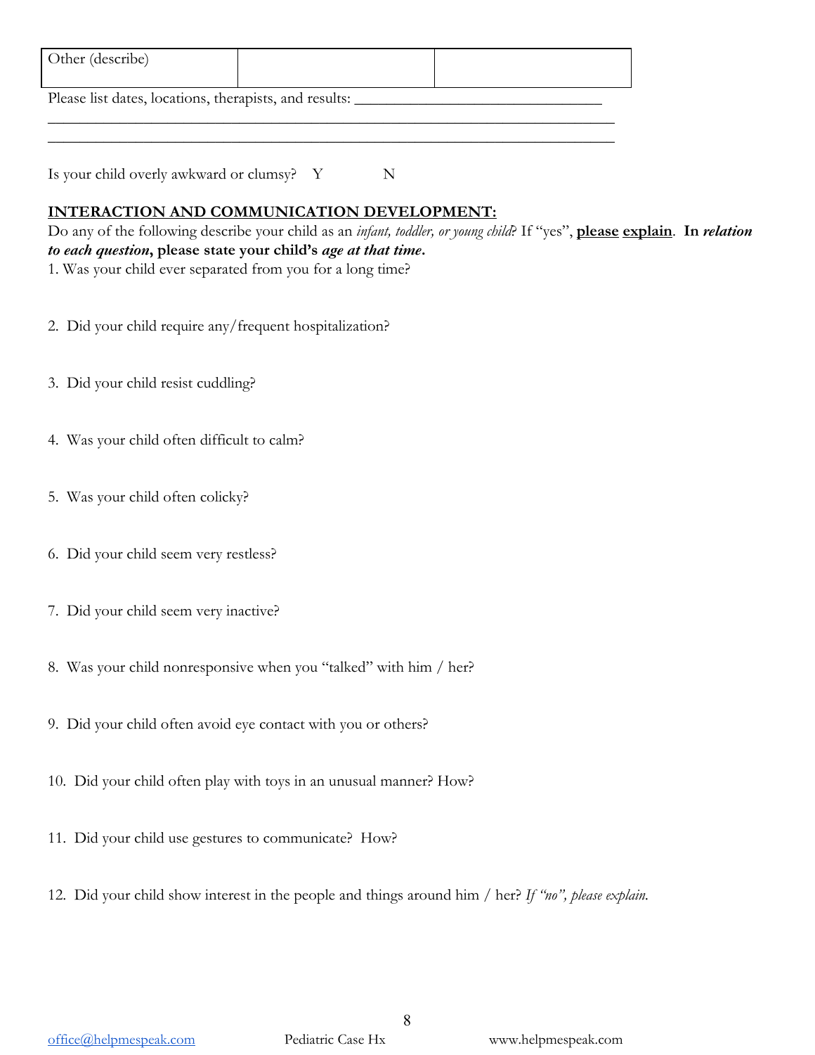| Other (describe) | | |
|---|---|---|

Please list dates, locations, therapists, and results: ______________________________
___________________________________________________________________________
___________________________________________________________________________

Is your child overly awkward or clumsy? Y N

**INTERACTION AND COMMUNICATION DEVELOPMENT:**

Do any of the following describe your child as an *infant, toddler, or young child*? If "yes", **please explain**. **In *relation to each question*, please state your child's *age at that time*.**

1. Was your child ever separated from you for a long time?

2. Did your child require any/frequent hospitalization?

3. Did your child resist cuddling?

4. Was your child often difficult to calm?

5. Was your child often colicky?

6. Did your child seem very restless?

7. Did your child seem very inactive?

8. Was your child nonresponsive when you "talked" with him / her?

9. Did your child often avoid eye contact with you or others?

10. Did your child often play with toys in an unusual manner? How?

11. Did your child use gestures to communicate? How?

12. Did your child show interest in the people and things around him / her? *If "no", please explain.*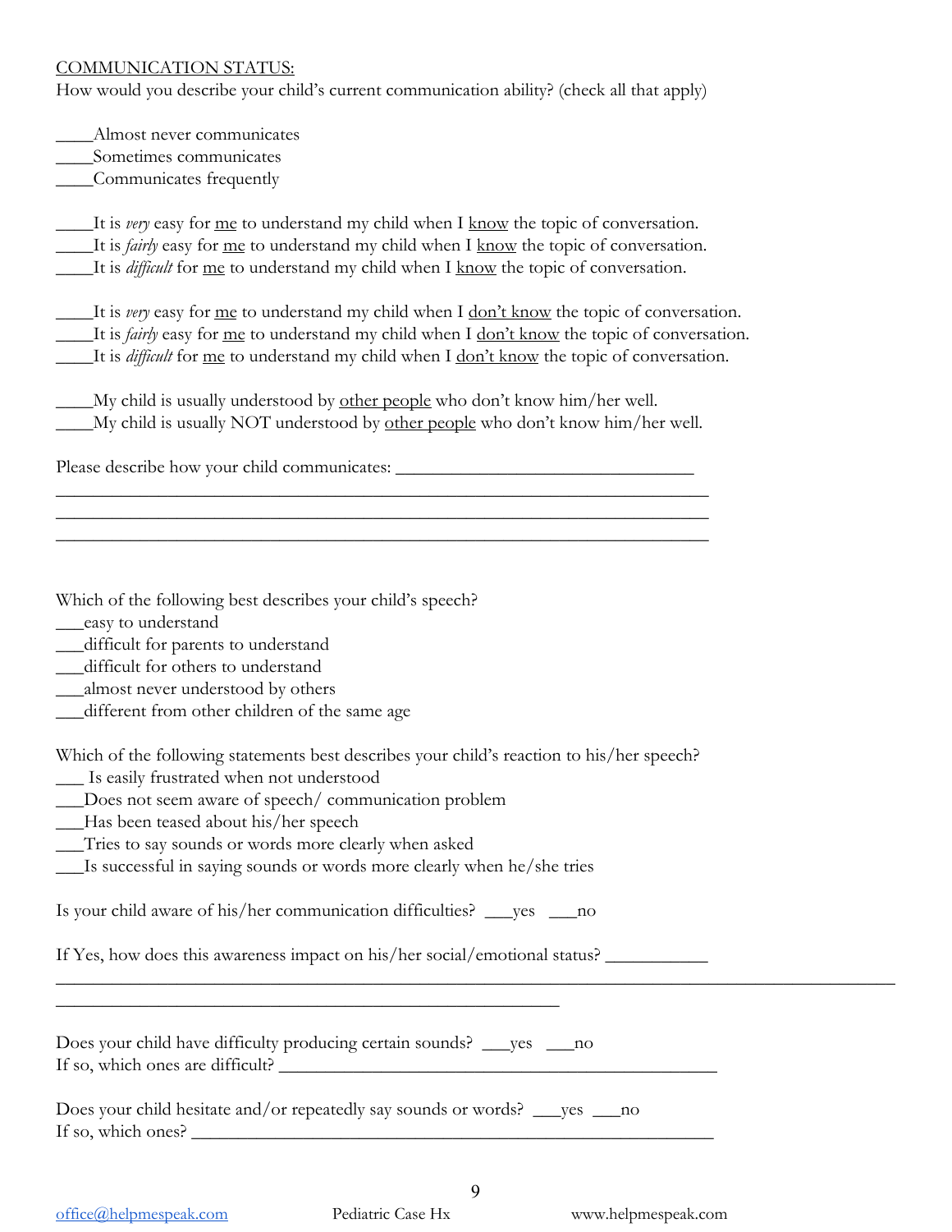COMMUNICATION STATUS:

How would you describe your child's current communication ability? (check all that apply)

____Almost never communicates
____Sometimes communicates
____Communicates frequently

____It is *very* easy for me to understand my child when I know the topic of conversation.
____It is *fairly* easy for me to understand my child when I know the topic of conversation.
____It is *difficult* for me to understand my child when I know the topic of conversation.

____It is *very* easy for me to understand my child when I don't know the topic of conversation.
____It is *fairly* easy for me to understand my child when I don't know the topic of conversation.
____It is *difficult* for me to understand my child when I don't know the topic of conversation.

____My child is usually understood by other people who don't know him/her well.
____My child is usually NOT understood by other people who don't know him/her well.

Please describe how your child communicates: ________________________________
________________________________________________________________________
________________________________________________________________________
________________________________________________________________________

Which of the following best describes your child's speech?
___easy to understand
___difficult for parents to understand
___difficult for others to understand
___almost never understood by others
___different from other children of the same age

Which of the following statements best describes your child's reaction to his/her speech?
___ Is easily frustrated when not understood
___Does not seem aware of speech/ communication problem
___Has been teased about his/her speech
___Tries to say sounds or words more clearly when asked
___Is successful in saying sounds or words more clearly when he/she tries

Is your child aware of his/her communication difficulties? ___yes ___no

If Yes, how does this awareness impact on his/her social/emotional status? ___________
________________________________________________________________________
______________________________________________________

Does your child have difficulty producing certain sounds? ___yes ___no
If so, which ones are difficult? ________________________________________________

Does your child hesitate and/or repeatedly say sounds or words? ___yes ___no
If so, which ones? ________________________________________________________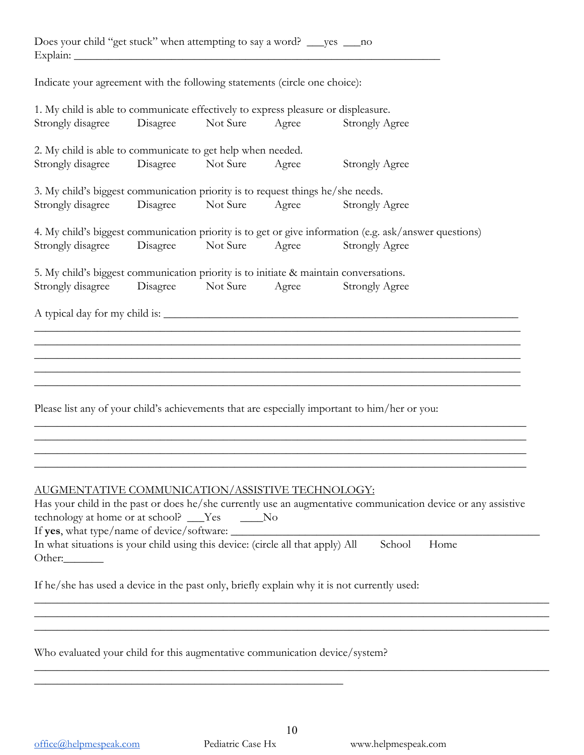Does your child "get stuck" when attempting to say a word? ___yes ___no
Explain: ____________________________________________________________________

Indicate your agreement with the following statements (circle one choice):

1. My child is able to communicate effectively to express pleasure or displeasure.
Strongly disagree Disagree Not Sure Agree Strongly Agree

2. My child is able to communicate to get help when needed.
Strongly disagree Disagree Not Sure Agree Strongly Agree

3. My child's biggest communication priority is to request things he/she needs.
Strongly disagree Disagree Not Sure Agree Strongly Agree

4. My child's biggest communication priority is to get or give information (e.g. ask/answer questions)
Strongly disagree Disagree Not Sure Agree Strongly Agree

5. My child's biggest communication priority is to initiate & maintain conversations.
Strongly disagree Disagree Not Sure Agree Strongly Agree

A typical day for my child is: ____________________________________________________________
______________________________________________________________________________
______________________________________________________________________________
______________________________________________________________________________
______________________________________________________________________________
______________________________________________________________________________

Please list any of your child's achievements that are especially important to him/her or you:
______________________________________________________________________________
______________________________________________________________________________
______________________________________________________________________________
______________________________________________________________________________

AUGMENTATIVE COMMUNICATION/ASSISTIVE TECHNOLOGY:

Has your child in the past or does he/she currently use an augmentative communication device or any assistive technology at home or at school? ___Yes ____No
If **yes**, what type/name of device/software: ______________________________________________________
In what situations is your child using this device: (circle all that apply) All School Home
Other:_______

If he/she has used a device in the past only, briefly explain why it is not currently used:
______________________________________________________________________________
______________________________________________________________________________
______________________________________________________________________________

Who evaluated your child for this augmentative communication device/system?
______________________________________________________________________________
______________________________________________________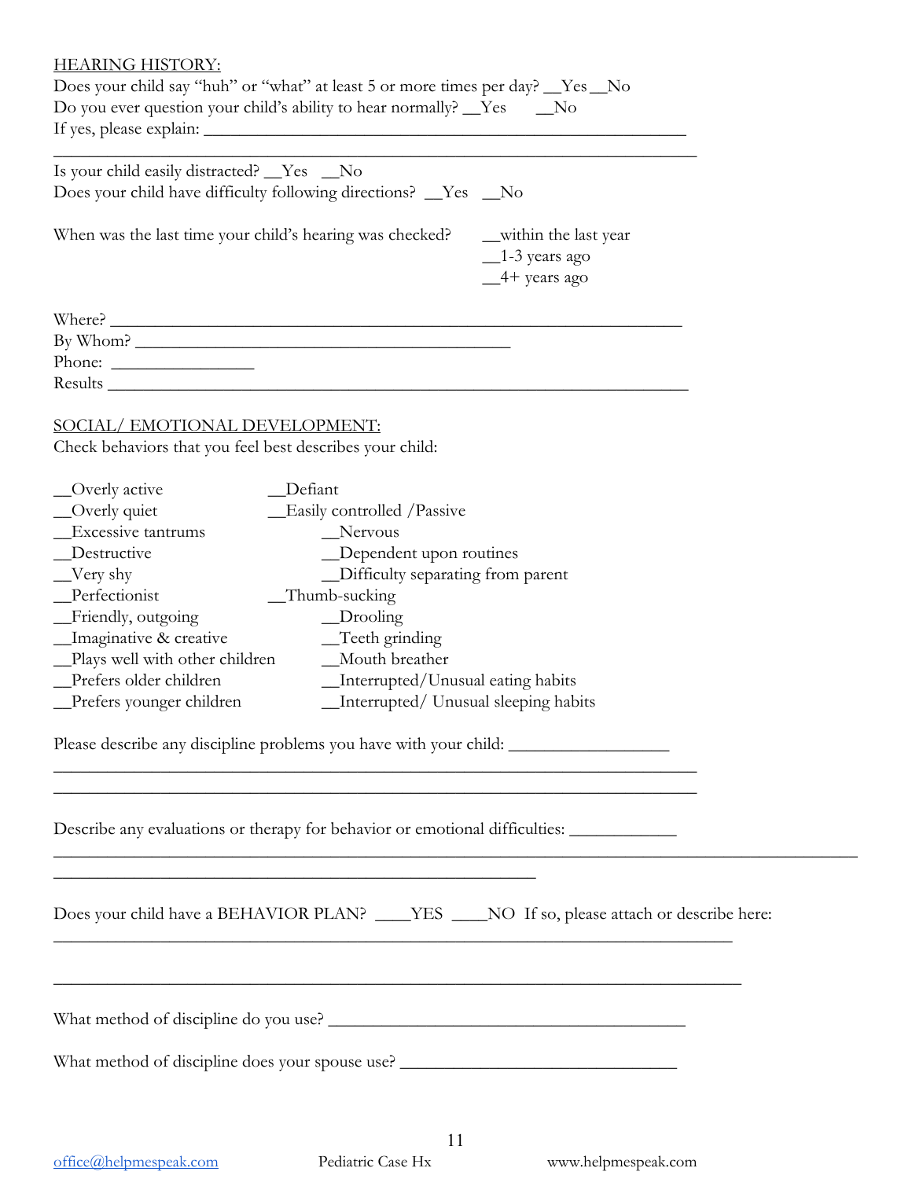<u>HEARING HISTORY:</u>

Does your child say "huh" or "what" at least 5 or more times per day? __Yes __No
Do you ever question your child's ability to hear normally? __Yes __No
If yes, please explain: ________________________________________________________
______________________________________________________________________________

Is your child easily distracted? __Yes __No
Does your child have difficulty following directions? __Yes __No

When was the last time your child's hearing was checked?
__within the last year
__1-3 years ago
__4+ years ago

Where? ______________________________________________________________________
By Whom? ____________________________________________
Phone: ________________
Results ______________________________________________________________________

<u>SOCIAL/ EMOTIONAL DEVELOPMENT:</u>

Check behaviors that you feel best describes your child:

__Overly active
__Overly quiet
__Excessive tantrums
__Destructive
__Very shy
__Perfectionist
__Friendly, outgoing
__Imaginative & creative
__Plays well with other children
__Prefers older children
__Prefers younger children
__Defiant
__Easily controlled /Passive
__Nervous
__Dependent upon routines
__Difficulty separating from parent
__Thumb-sucking
__Drooling
__Teeth grinding
__Mouth breather
__Interrupted/Unusual eating habits
__Interrupted/ Unusual sleeping habits

Please describe any discipline problems you have with your child: __________________
______________________________________________________________________________
______________________________________________________________________________

Describe any evaluations or therapy for behavior or emotional difficulties: ____________
______________________________________________________________________________
______________________________________________________

Does your child have a BEHAVIOR PLAN? ____YES ____NO If so, please attach or describe here:
______________________________________________________________________________

______________________________________________________________________________

What method of discipline do you use? __________________________________________

What method of discipline does your spouse use? ________________________________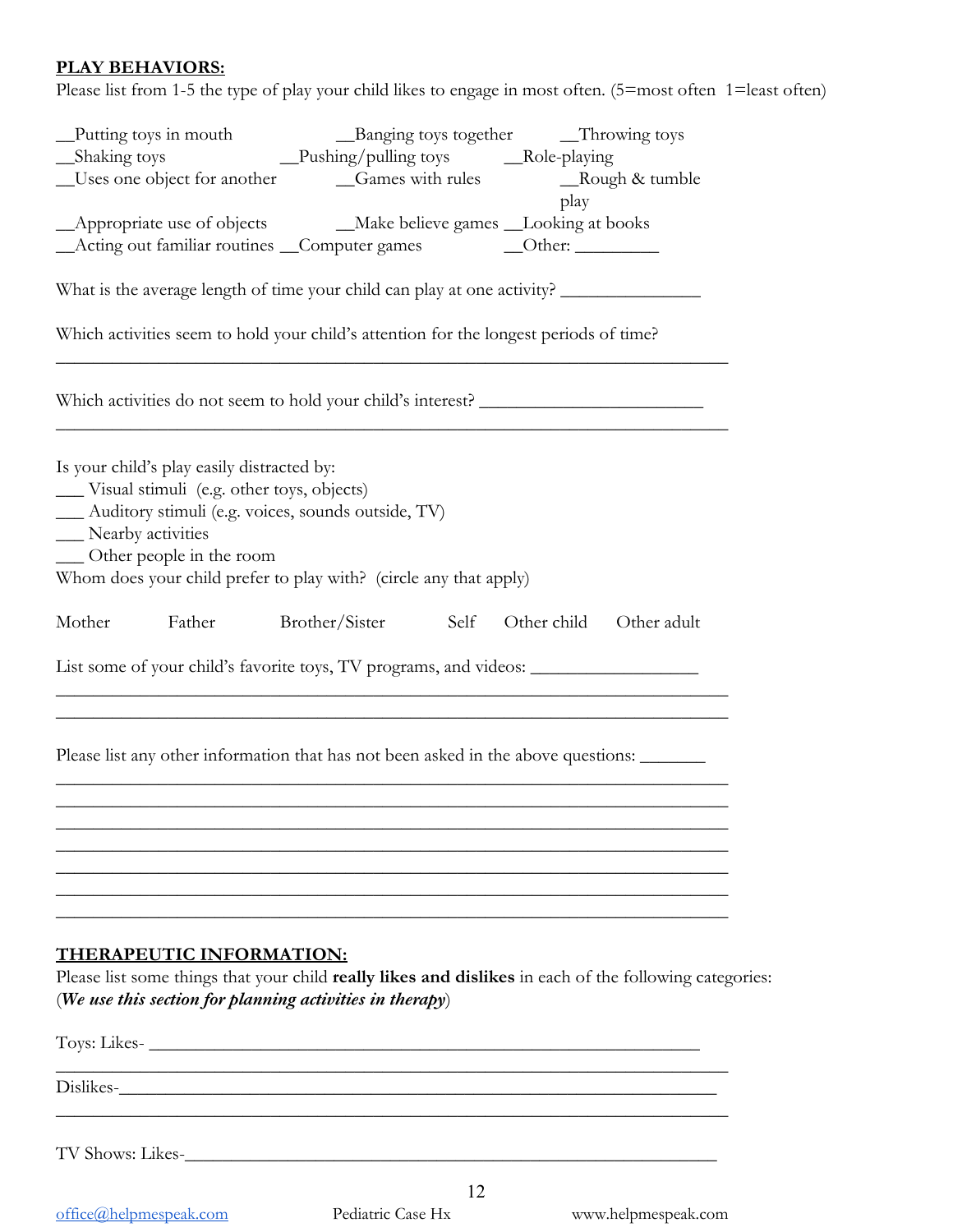**PLAY BEHAVIORS:**

Please list from 1-5 the type of play your child likes to engage in most often. (5=most often 1=least often)

__Putting toys in mouth __Banging toys together __Throwing toys
__Shaking toys __Pushing/pulling toys __Role-playing
__Uses one object for another __Games with rules __Rough & tumble play
__Appropriate use of objects __Make believe games __Looking at books
__Acting out familiar routines __Computer games __Other: _________

What is the average length of time your child can play at one activity? _______________

Which activities seem to hold your child's attention for the longest periods of time?
_____________________________________________________________________________

Which activities do not seem to hold your child's interest? ________________________
_____________________________________________________________________________

Is your child's play easily distracted by:
___ Visual stimuli (e.g. other toys, objects)
___ Auditory stimuli (e.g. voices, sounds outside, TV)
___ Nearby activities
___ Other people in the room

Whom does your child prefer to play with? (circle any that apply)

Mother Father Brother/Sister Self Other child Other adult

List some of your child's favorite toys, TV programs, and videos: __________________
_____________________________________________________________________________
_____________________________________________________________________________

Please list any other information that has not been asked in the above questions: _______
_____________________________________________________________________________
_____________________________________________________________________________
_____________________________________________________________________________
_____________________________________________________________________________
_____________________________________________________________________________
_____________________________________________________________________________
_____________________________________________________________________________

**THERAPEUTIC INFORMATION:**

Please list some things that your child **really likes and dislikes** in each of the following categories: (***We use this section for planning activities in therapy***)

Toys: Likes- _______________________________________________________________
_____________________________________________________________________________
Dislikes-___________________________________________________________________
_____________________________________________________________________________

TV Shows: Likes-____________________________________________________________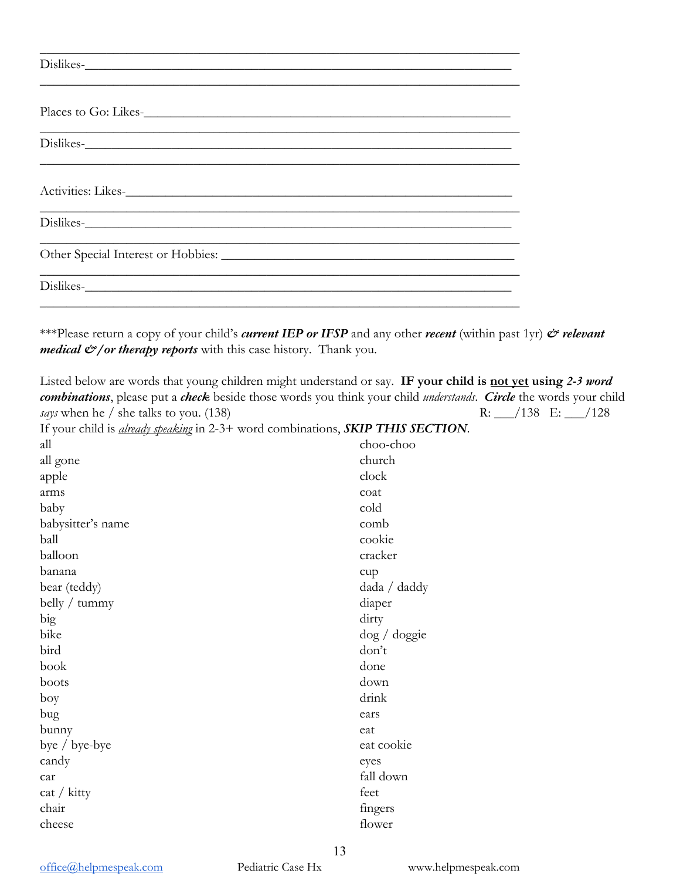___________________________________________________________________

Dislikes-_______________________________________________________________

___________________________________________________________________

Places to Go: Likes-______________________________________________________

___________________________________________________________________

Dislikes-_______________________________________________________________

___________________________________________________________________

Activities: Likes-_________________________________________________________

___________________________________________________________________

Dislikes-_______________________________________________________________

___________________________________________________________________

Other Special Interest or Hobbies: _________________________________________

___________________________________________________________________

Dislikes-_______________________________________________________________

___________________________________________________________________

***Please return a copy of your child's ***current IEP or IFSP*** and any other ***recent*** (within past 1yr) ***& relevant medical &/or therapy reports*** with this case history. Thank you.

Listed below are words that young children might understand or say. **IF your child is <u>not yet</u> using *2-3 word combinations***, please put a ***check*** beside those words you think your child *understands*. ***Circle*** the words your child *says* when he / she talks to you. (138) R: ___/138 E: ___/128

If your child is <u>*already speaking*</u> in 2-3+ word combinations, ***SKIP THIS SECTION***.

all
all gone
apple
arms
baby
babysitter's name
ball
balloon
banana
bear (teddy)
belly / tummy
big
bike
bird
book
boots
boy
bug
bunny
bye / bye-bye
candy
car
cat / kitty
chair
cheese
choo-choo
church
clock
coat
cold
comb
cookie
cracker
cup
dada / daddy
diaper
dirty
dog / doggie
don't
done
down
drink
ears
eat
eat cookie
eyes
fall down
feet
fingers
flower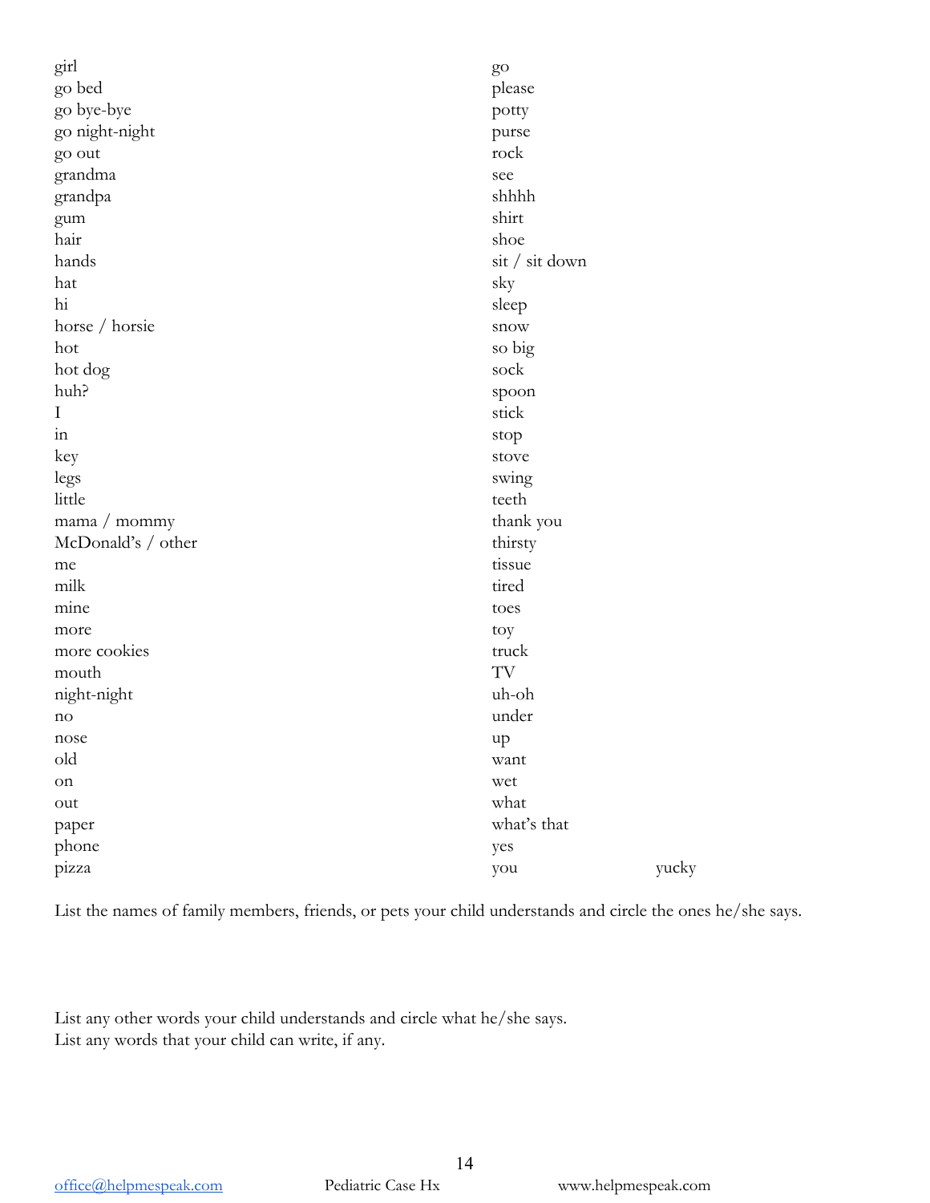girl
go bed
go bye-bye
go night-night
go out
grandma
grandpa
gum
hair
hands
hat
hi
horse / horsie
hot
hot dog
huh?
I
in
key
legs
little
mama / mommy
McDonald's / other
me
milk
mine
more
more cookies
mouth
night-night
no
nose
old
on
out
paper
phone
pizza

go
please
potty
purse
rock
see
shhhh
shirt
shoe
sit / sit down
sky
sleep
snow
so big
sock
spoon
stick
stop
stove
swing
teeth
thank you
thirsty
tissue
tired
toes
toy
truck
TV
uh-oh
under
up
want
wet
what
what's that
yes
you
yucky

List the names of family members, friends, or pets your child understands and circle the ones he/she says.

List any other words your child understands and circle what he/she says.
List any words that your child can write, if any.